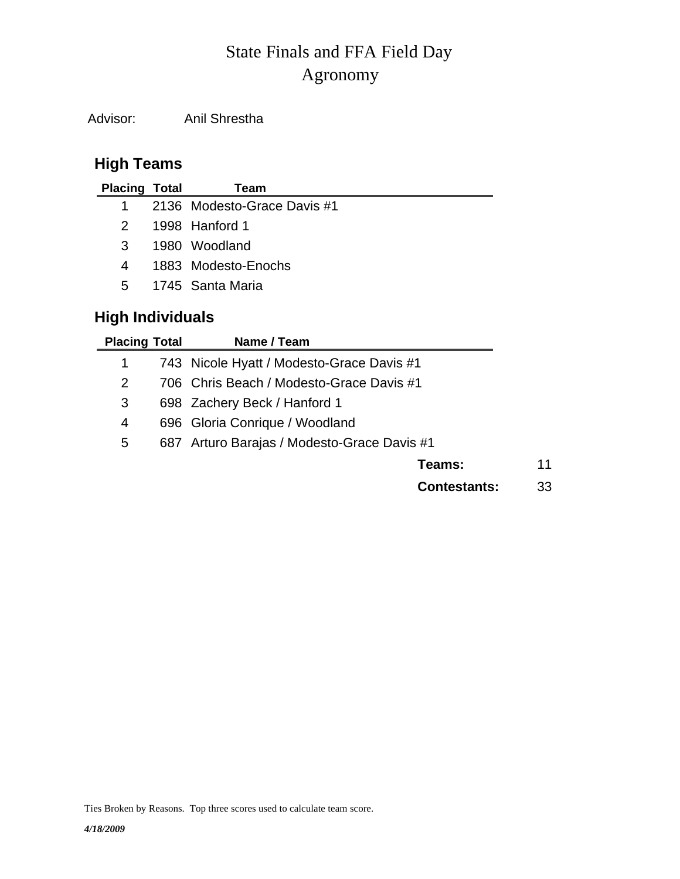# State Finals and FFA Field Day
# Agronomy

Advisor: Anil Shrestha

## High Teams

| Placing | Total | Team |
|---|---|---|
| 1 | 2136 | Modesto-Grace Davis #1 |
| 2 | 1998 | Hanford 1 |
| 3 | 1980 | Woodland |
| 4 | 1883 | Modesto-Enochs |
| 5 | 1745 | Santa Maria |

## High Individuals

| Placing | Total | Name / Team |
|---|---|---|
| 1 | 743 | Nicole Hyatt / Modesto-Grace Davis #1 |
| 2 | 706 | Chris Beach / Modesto-Grace Davis #1 |
| 3 | 698 | Zachery Beck / Hanford 1 |
| 4 | 696 | Gloria Conrique / Woodland |
| 5 | 687 | Arturo Barajas / Modesto-Grace Davis #1 |

**Teams:** 11

**Contestants:** 33

Ties Broken by Reasons. Top three scores used to calculate team score.

*4/18/2009*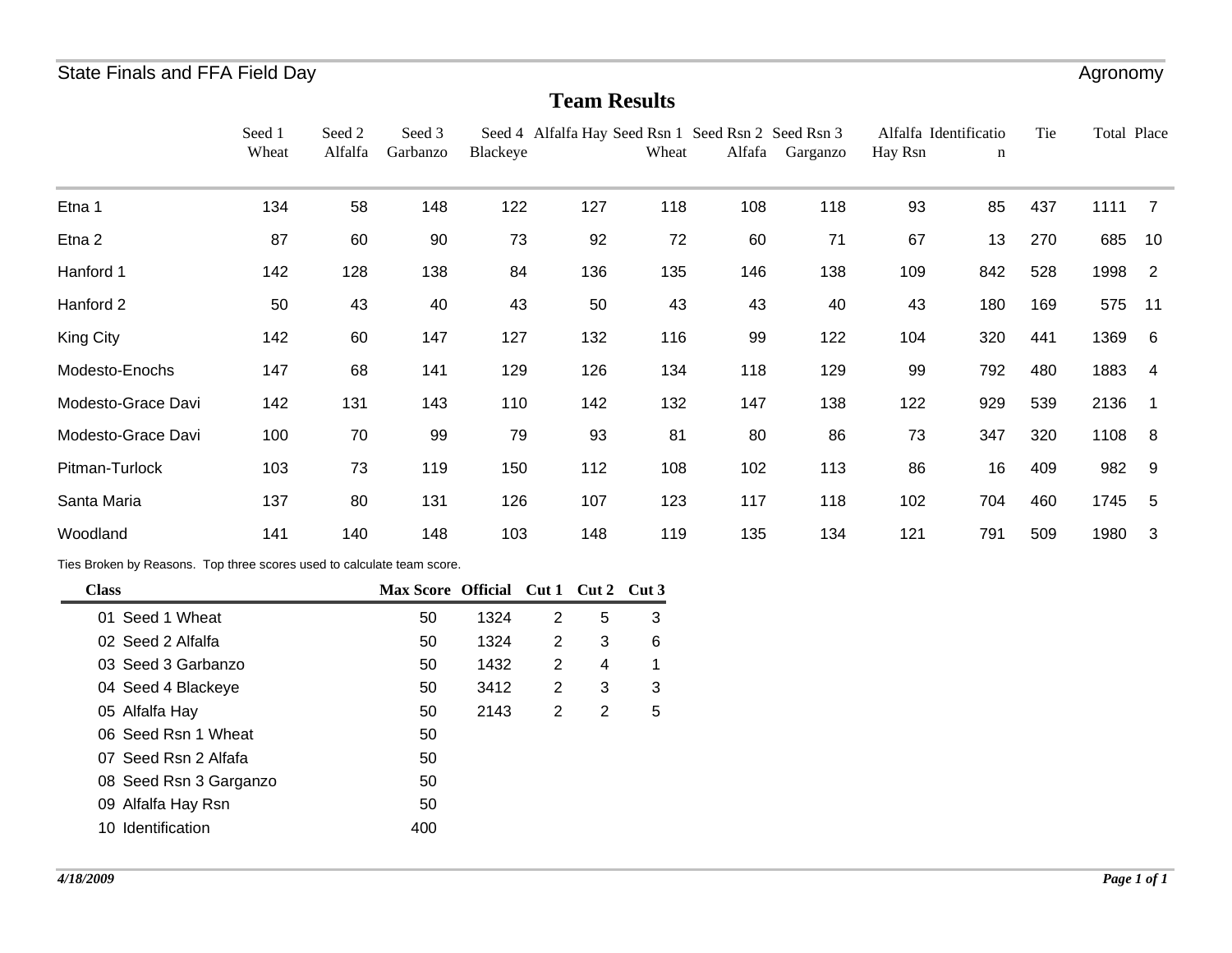State Finals and FFA Field Day | Agronomy

# Team Results

| | Seed 1 Wheat | Seed 2 Alfalfa | Seed 3 Garbanzo | Seed 4 Blackeye | Alfalfa Hay | Seed Rsn 1 Wheat | Seed Rsn 2 Alfafa | Seed Rsn 3 Garganzo | Alfalfa Hay Rsn | Identification | Tie | Total | Place |
|---|---|---|---|---|---|---|---|---|---|---|---|---|---|
| Etna 1 | 134 | 58 | 148 | 122 | 127 | 118 | 108 | 118 | 93 | 85 | 437 | 1111 | 7 |
| Etna 2 | 87 | 60 | 90 | 73 | 92 | 72 | 60 | 71 | 67 | 13 | 270 | 685 | 10 |
| Hanford 1 | 142 | 128 | 138 | 84 | 136 | 135 | 146 | 138 | 109 | 842 | 528 | 1998 | 2 |
| Hanford 2 | 50 | 43 | 40 | 43 | 50 | 43 | 43 | 40 | 43 | 180 | 169 | 575 | 11 |
| King City | 142 | 60 | 147 | 127 | 132 | 116 | 99 | 122 | 104 | 320 | 441 | 1369 | 6 |
| Modesto-Enochs | 147 | 68 | 141 | 129 | 126 | 134 | 118 | 129 | 99 | 792 | 480 | 1883 | 4 |
| Modesto-Grace Davi | 142 | 131 | 143 | 110 | 142 | 132 | 147 | 138 | 122 | 929 | 539 | 2136 | 1 |
| Modesto-Grace Davi | 100 | 70 | 99 | 79 | 93 | 81 | 80 | 86 | 73 | 347 | 320 | 1108 | 8 |
| Pitman-Turlock | 103 | 73 | 119 | 150 | 112 | 108 | 102 | 113 | 86 | 16 | 409 | 982 | 9 |
| Santa Maria | 137 | 80 | 131 | 126 | 107 | 123 | 117 | 118 | 102 | 704 | 460 | 1745 | 5 |
| Woodland | 141 | 140 | 148 | 103 | 148 | 119 | 135 | 134 | 121 | 791 | 509 | 1980 | 3 |

Ties Broken by Reasons. Top three scores used to calculate team score.

| Class | Max Score | Official | Cut 1 | Cut 2 | Cut 3 |
|---|---|---|---|---|---|
| 01 Seed 1 Wheat | 50 | 1324 | 2 | 5 | 3 |
| 02 Seed 2 Alfalfa | 50 | 1324 | 2 | 3 | 6 |
| 03 Seed 3 Garbanzo | 50 | 1432 | 2 | 4 | 1 |
| 04 Seed 4 Blackeye | 50 | 3412 | 2 | 3 | 3 |
| 05 Alfalfa Hay | 50 | 2143 | 2 | 2 | 5 |
| 06 Seed Rsn 1 Wheat | 50 | | | | |
| 07 Seed Rsn 2 Alfafa | 50 | | | | |
| 08 Seed Rsn 3 Garganzo | 50 | | | | |
| 09 Alfalfa Hay Rsn | 50 | | | | |
| 10 Identification | 400 | | | | |

*4/18/2009*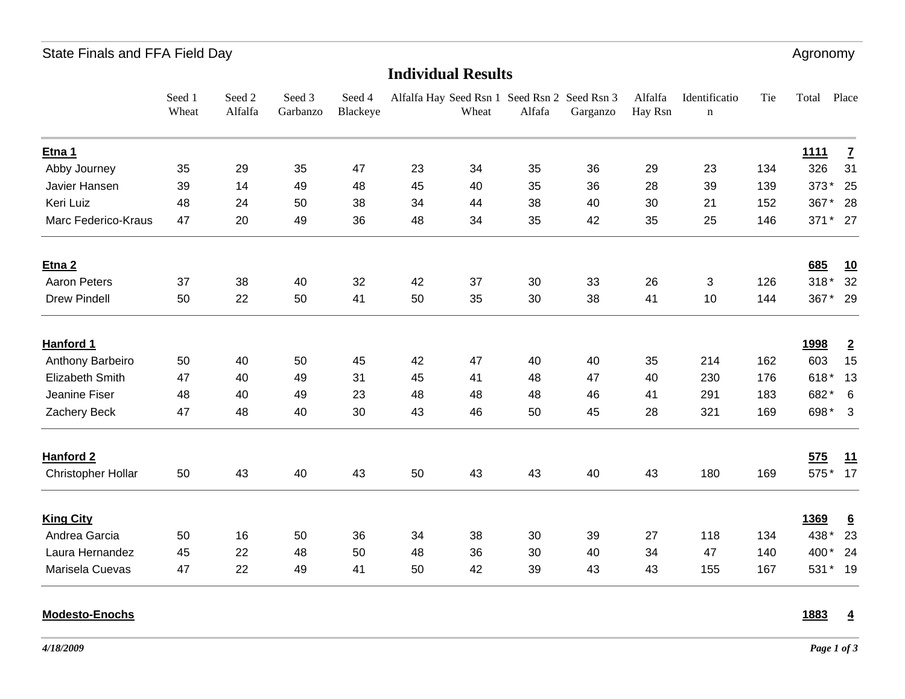State Finals and FFA Field Day — Agronomy

## Individual Results

| | Seed 1 Wheat | Seed 2 Alfalfa | Seed 3 Garbanzo | Seed 4 Blackeye | Alfalfa Hay | Seed Rsn 1 Wheat | Seed Rsn 2 Alfafa | Seed Rsn 3 Garganzo | Alfalfa Hay Rsn | Identification | Tie | Total | Place |
|---|---|---|---|---|---|---|---|---|---|---|---|---|---|
| **Etna 1** | | | | | | | | | | | | **1111** | **7** |
| Abby Journey | 35 | 29 | 35 | 47 | 23 | 34 | 35 | 36 | 29 | 23 | 134 | 326 | 31 |
| Javier Hansen | 39 | 14 | 49 | 48 | 45 | 40 | 35 | 36 | 28 | 39 | 139 | 373 * | 25 |
| Keri Luiz | 48 | 24 | 50 | 38 | 34 | 44 | 38 | 40 | 30 | 21 | 152 | 367 * | 28 |
| Marc Federico-Kraus | 47 | 20 | 49 | 36 | 48 | 34 | 35 | 42 | 35 | 25 | 146 | 371 * | 27 |
| **Etna 2** | | | | | | | | | | | | **685** | **10** |
| Aaron Peters | 37 | 38 | 40 | 32 | 42 | 37 | 30 | 33 | 26 | 3 | 126 | 318 * | 32 |
| Drew Pindell | 50 | 22 | 50 | 41 | 50 | 35 | 30 | 38 | 41 | 10 | 144 | 367 * | 29 |
| **Hanford 1** | | | | | | | | | | | | **1998** | **2** |
| Anthony Barbeiro | 50 | 40 | 50 | 45 | 42 | 47 | 40 | 40 | 35 | 214 | 162 | 603 | 15 |
| Elizabeth Smith | 47 | 40 | 49 | 31 | 45 | 41 | 48 | 47 | 40 | 230 | 176 | 618 * | 13 |
| Jeanine Fiser | 48 | 40 | 49 | 23 | 48 | 48 | 48 | 46 | 41 | 291 | 183 | 682 * | 6 |
| Zachery Beck | 47 | 48 | 40 | 30 | 43 | 46 | 50 | 45 | 28 | 321 | 169 | 698 * | 3 |
| **Hanford 2** | | | | | | | | | | | | **575** | **11** |
| Christopher Hollar | 50 | 43 | 40 | 43 | 50 | 43 | 43 | 40 | 43 | 180 | 169 | 575 * | 17 |
| **King City** | | | | | | | | | | | | **1369** | **6** |
| Andrea Garcia | 50 | 16 | 50 | 36 | 34 | 38 | 30 | 39 | 27 | 118 | 134 | 438 * | 23 |
| Laura Hernandez | 45 | 22 | 48 | 50 | 48 | 36 | 30 | 40 | 34 | 47 | 140 | 400 * | 24 |
| Marisela Cuevas | 47 | 22 | 49 | 41 | 50 | 42 | 39 | 43 | 43 | 155 | 167 | 531 * | 19 |
| **Modesto-Enochs** | | | | | | | | | | | | **1883** | **4** |

*4/18/2009*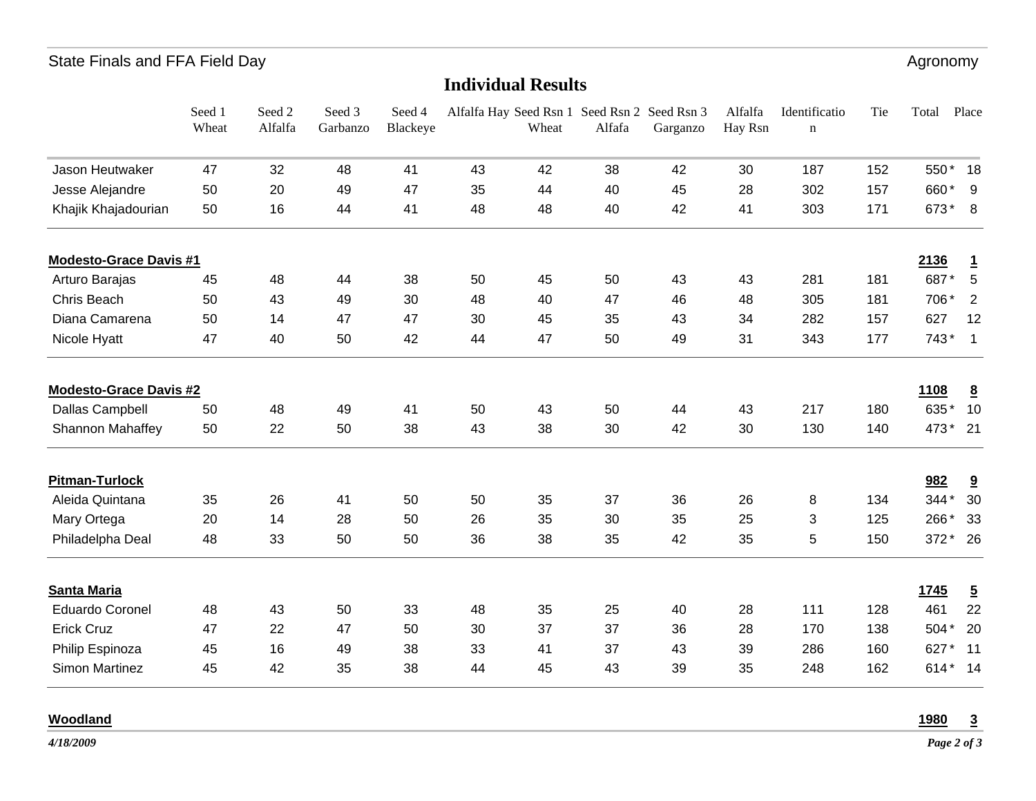## Individual Results

| | Seed 1 Wheat | Seed 2 Alfalfa | Seed 3 Garbanzo | Seed 4 Blackeye | Alfalfa Hay | Seed Rsn 1 Wheat | Seed Rsn 2 Alfafa | Seed Rsn 3 Garganzo | Alfalfa Hay Rsn | Identification | Tie | Total | Place |
|---|---|---|---|---|---|---|---|---|---|---|---|---|---|
| Jason Heutwaker | 47 | 32 | 48 | 41 | 43 | 42 | 38 | 42 | 30 | 187 | 152 | 550 * | 18 |
| Jesse Alejandre | 50 | 20 | 49 | 47 | 35 | 44 | 40 | 45 | 28 | 302 | 157 | 660 * | 9 |
| Khajik Khajadourian | 50 | 16 | 44 | 41 | 48 | 48 | 40 | 42 | 41 | 303 | 171 | 673 * | 8 |
| **Modesto-Grace Davis #1** | | | | | | | | | | | | **2136** | **1** |
| Arturo Barajas | 45 | 48 | 44 | 38 | 50 | 45 | 50 | 43 | 43 | 281 | 181 | 687 * | 5 |
| Chris Beach | 50 | 43 | 49 | 30 | 48 | 40 | 47 | 46 | 48 | 305 | 181 | 706 * | 2 |
| Diana Camarena | 50 | 14 | 47 | 47 | 30 | 45 | 35 | 43 | 34 | 282 | 157 | 627 | 12 |
| Nicole Hyatt | 47 | 40 | 50 | 42 | 44 | 47 | 50 | 49 | 31 | 343 | 177 | 743 * | 1 |
| **Modesto-Grace Davis #2** | | | | | | | | | | | | **1108** | **8** |
| Dallas Campbell | 50 | 48 | 49 | 41 | 50 | 43 | 50 | 44 | 43 | 217 | 180 | 635 * | 10 |
| Shannon Mahaffey | 50 | 22 | 50 | 38 | 43 | 38 | 30 | 42 | 30 | 130 | 140 | 473 * | 21 |
| **Pitman-Turlock** | | | | | | | | | | | | **982** | **9** |
| Aleida Quintana | 35 | 26 | 41 | 50 | 50 | 35 | 37 | 36 | 26 | 8 | 134 | 344 * | 30 |
| Mary Ortega | 20 | 14 | 28 | 50 | 26 | 35 | 30 | 35 | 25 | 3 | 125 | 266 * | 33 |
| Philadelpha Deal | 48 | 33 | 50 | 50 | 36 | 38 | 35 | 42 | 35 | 5 | 150 | 372 * | 26 |
| **Santa Maria** | | | | | | | | | | | | **1745** | **5** |
| Eduardo Coronel | 48 | 43 | 50 | 33 | 48 | 35 | 25 | 40 | 28 | 111 | 128 | 461 | 22 |
| Erick Cruz | 47 | 22 | 47 | 50 | 30 | 37 | 37 | 36 | 28 | 170 | 138 | 504 * | 20 |
| Philip Espinoza | 45 | 16 | 49 | 38 | 33 | 41 | 37 | 43 | 39 | 286 | 160 | 627 * | 11 |
| Simon Martinez | 45 | 42 | 35 | 38 | 44 | 45 | 43 | 39 | 35 | 248 | 162 | 614 * | 14 |
| **Woodland** | | | | | | | | | | | | **1980** | **3** |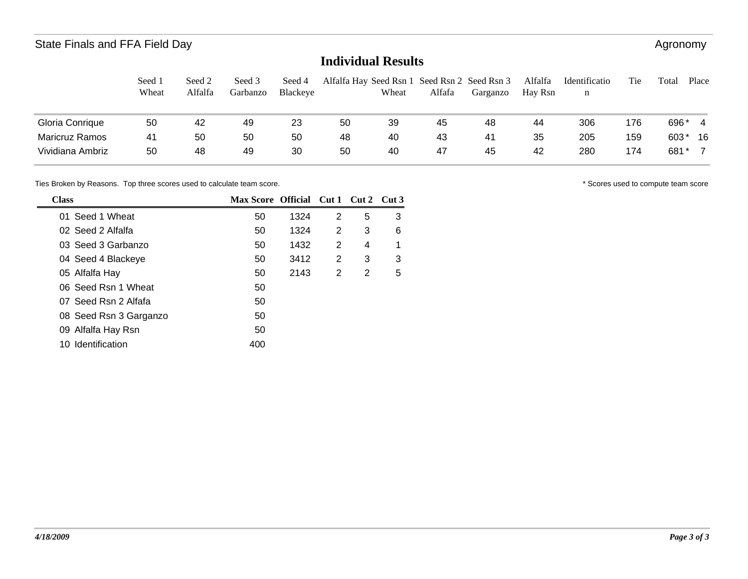State Finals and FFA Field Day — Agronomy

## Individual Results

| | Seed 1 Wheat | Seed 2 Alfalfa | Seed 3 Garbanzo | Seed 4 Blackeye | Alfalfa Hay | Seed Rsn 1 Wheat | Seed Rsn 2 Alfafa | Seed Rsn 3 Garganzo | Alfalfa Hay Rsn | Identification | Tie | Total | Place |
|---|---|---|---|---|---|---|---|---|---|---|---|---|---|
| Gloria Conrique | 50 | 42 | 49 | 23 | 50 | 39 | 45 | 48 | 44 | 306 | 176 | 696 * | 4 |
| Maricruz Ramos | 41 | 50 | 50 | 50 | 48 | 40 | 43 | 41 | 35 | 205 | 159 | 603 * | 16 |
| Vividiana Ambriz | 50 | 48 | 49 | 30 | 50 | 40 | 47 | 45 | 42 | 280 | 174 | 681 * | 7 |

Ties Broken by Reasons. Top three scores used to calculate team score.

* Scores used to compute team score

| Class | Max Score | Official | Cut 1 | Cut 2 | Cut 3 |
|---|---|---|---|---|---|
| 01 Seed 1 Wheat | 50 | 1324 | 2 | 5 | 3 |
| 02 Seed 2 Alfalfa | 50 | 1324 | 2 | 3 | 6 |
| 03 Seed 3 Garbanzo | 50 | 1432 | 2 | 4 | 1 |
| 04 Seed 4 Blackeye | 50 | 3412 | 2 | 3 | 3 |
| 05 Alfalfa Hay | 50 | 2143 | 2 | 2 | 5 |
| 06 Seed Rsn 1 Wheat | 50 | | | | |
| 07 Seed Rsn 2 Alfafa | 50 | | | | |
| 08 Seed Rsn 3 Garganzo | 50 | | | | |
| 09 Alfalfa Hay Rsn | 50 | | | | |
| 10 Identification | 400 | | | | |

*4/18/2009*